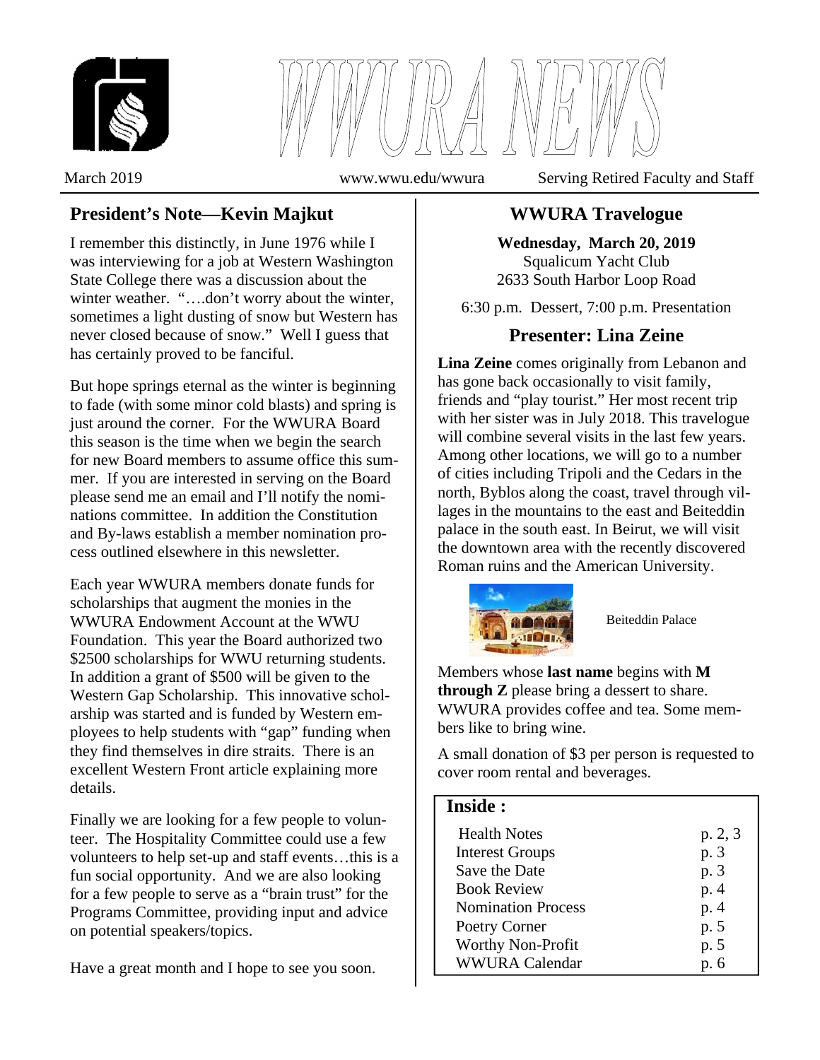# WWURA NEWS

March 2019 | www.wwu.edu/wwura | Serving Retired Faculty and Staff

## President's Note—Kevin Majkut

I remember this distinctly, in June 1976 while I was interviewing for a job at Western Washington State College there was a discussion about the winter weather. "….don't worry about the winter, sometimes a light dusting of snow but Western has never closed because of snow." Well I guess that has certainly proved to be fanciful.

But hope springs eternal as the winter is beginning to fade (with some minor cold blasts) and spring is just around the corner. For the WWURA Board this season is the time when we begin the search for new Board members to assume office this summer. If you are interested in serving on the Board please send me an email and I'll notify the nominations committee. In addition the Constitution and By-laws establish a member nomination process outlined elsewhere in this newsletter.

Each year WWURA members donate funds for scholarships that augment the monies in the WWURA Endowment Account at the WWU Foundation. This year the Board authorized two $2500 scholarships for WWU returning students. In addition a grant of $500 will be given to the Western Gap Scholarship. This innovative scholarship was started and is funded by Western employees to help students with "gap" funding when they find themselves in dire straits. There is an excellent Western Front article explaining more details.

Finally we are looking for a few people to volunteer. The Hospitality Committee could use a few volunteers to help set-up and staff events…this is a fun social opportunity. And we are also looking for a few people to serve as a "brain trust" for the Programs Committee, providing input and advice on potential speakers/topics.

Have a great month and I hope to see you soon.

## WWURA Travelogue

**Wednesday, March 20, 2019**
Squalicum Yacht Club
2633 South Harbor Loop Road

6:30 p.m. Dessert, 7:00 p.m. Presentation

## Presenter: Lina Zeine

**Lina Zeine** comes originally from Lebanon and has gone back occasionally to visit family, friends and "play tourist." Her most recent trip with her sister was in July 2018. This travelogue will combine several visits in the last few years. Among other locations, we will go to a number of cities including Tripoli and the Cedars in the north, Byblos along the coast, travel through villages in the mountains to the east and Beiteddin palace in the south east. In Beirut, we will visit the downtown area with the recently discovered Roman ruins and the American University.

Beiteddin Palace

Members whose **last name** begins with **M through Z** please bring a dessert to share. WWURA provides coffee and tea. Some members like to bring wine.

A small donation of $3 per person is requested to cover room rental and beverages.

### Inside :

| | |
|---|---|
| Health Notes | p. 2, 3 |
| Interest Groups | p. 3 |
| Save the Date | p. 3 |
| Book Review | p. 4 |
| Nomination Process | p. 4 |
| Poetry Corner | p. 5 |
| Worthy Non-Profit | p. 5 |
| WWURA Calendar | p. 6 |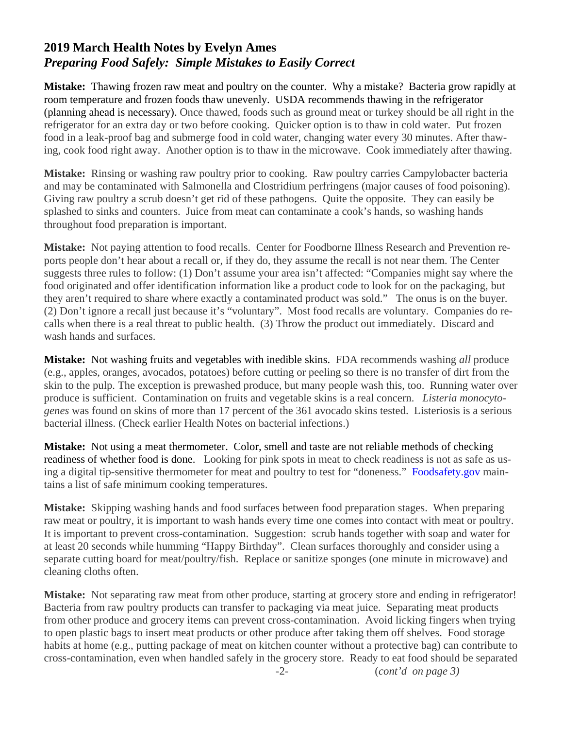## 2019 March Health Notes by Evelyn Ames

### *Preparing Food Safely: Simple Mistakes to Easily Correct*

**Mistake:** Thawing frozen raw meat and poultry on the counter. Why a mistake? Bacteria grow rapidly at room temperature and frozen foods thaw unevenly. USDA recommends thawing in the refrigerator (planning ahead is necessary). Once thawed, foods such as ground meat or turkey should be all right in the refrigerator for an extra day or two before cooking. Quicker option is to thaw in cold water. Put frozen food in a leak-proof bag and submerge food in cold water, changing water every 30 minutes. After thawing, cook food right away. Another option is to thaw in the microwave. Cook immediately after thawing.

**Mistake:** Rinsing or washing raw poultry prior to cooking. Raw poultry carries Campylobacter bacteria and may be contaminated with Salmonella and Clostridium perfringens (major causes of food poisoning). Giving raw poultry a scrub doesn't get rid of these pathogens. Quite the opposite. They can easily be splashed to sinks and counters. Juice from meat can contaminate a cook's hands, so washing hands throughout food preparation is important.

**Mistake:** Not paying attention to food recalls. Center for Foodborne Illness Research and Prevention reports people don't hear about a recall or, if they do, they assume the recall is not near them. The Center suggests three rules to follow: (1) Don't assume your area isn't affected: "Companies might say where the food originated and offer identification information like a product code to look for on the packaging, but they aren't required to share where exactly a contaminated product was sold." The onus is on the buyer. (2) Don't ignore a recall just because it's "voluntary". Most food recalls are voluntary. Companies do recalls when there is a real threat to public health. (3) Throw the product out immediately. Discard and wash hands and surfaces.

**Mistake:** Not washing fruits and vegetables with inedible skins. FDA recommends washing *all* produce (e.g., apples, oranges, avocados, potatoes) before cutting or peeling so there is no transfer of dirt from the skin to the pulp. The exception is prewashed produce, but many people wash this, too. Running water over produce is sufficient. Contamination on fruits and vegetable skins is a real concern. *Listeria monocytogenes* was found on skins of more than 17 percent of the 361 avocado skins tested. Listeriosis is a serious bacterial illness. (Check earlier Health Notes on bacterial infections.)

**Mistake:** Not using a meat thermometer. Color, smell and taste are not reliable methods of checking readiness of whether food is done. Looking for pink spots in meat to check readiness is not as safe as using a digital tip-sensitive thermometer for meat and poultry to test for "doneness." Foodsafety.gov maintains a list of safe minimum cooking temperatures.

**Mistake:** Skipping washing hands and food surfaces between food preparation stages. When preparing raw meat or poultry, it is important to wash hands every time one comes into contact with meat or poultry. It is important to prevent cross-contamination. Suggestion: scrub hands together with soap and water for at least 20 seconds while humming "Happy Birthday". Clean surfaces thoroughly and consider using a separate cutting board for meat/poultry/fish. Replace or sanitize sponges (one minute in microwave) and cleaning cloths often.

**Mistake:** Not separating raw meat from other produce, starting at grocery store and ending in refrigerator! Bacteria from raw poultry products can transfer to packaging via meat juice. Separating meat products from other produce and grocery items can prevent cross-contamination. Avoid licking fingers when trying to open plastic bags to insert meat products or other produce after taking them off shelves. Food storage habits at home (e.g., putting package of meat on kitchen counter without a protective bag) can contribute to cross-contamination, even when handled safely in the grocery store. Ready to eat food should be separated

(*cont'd on page 3)*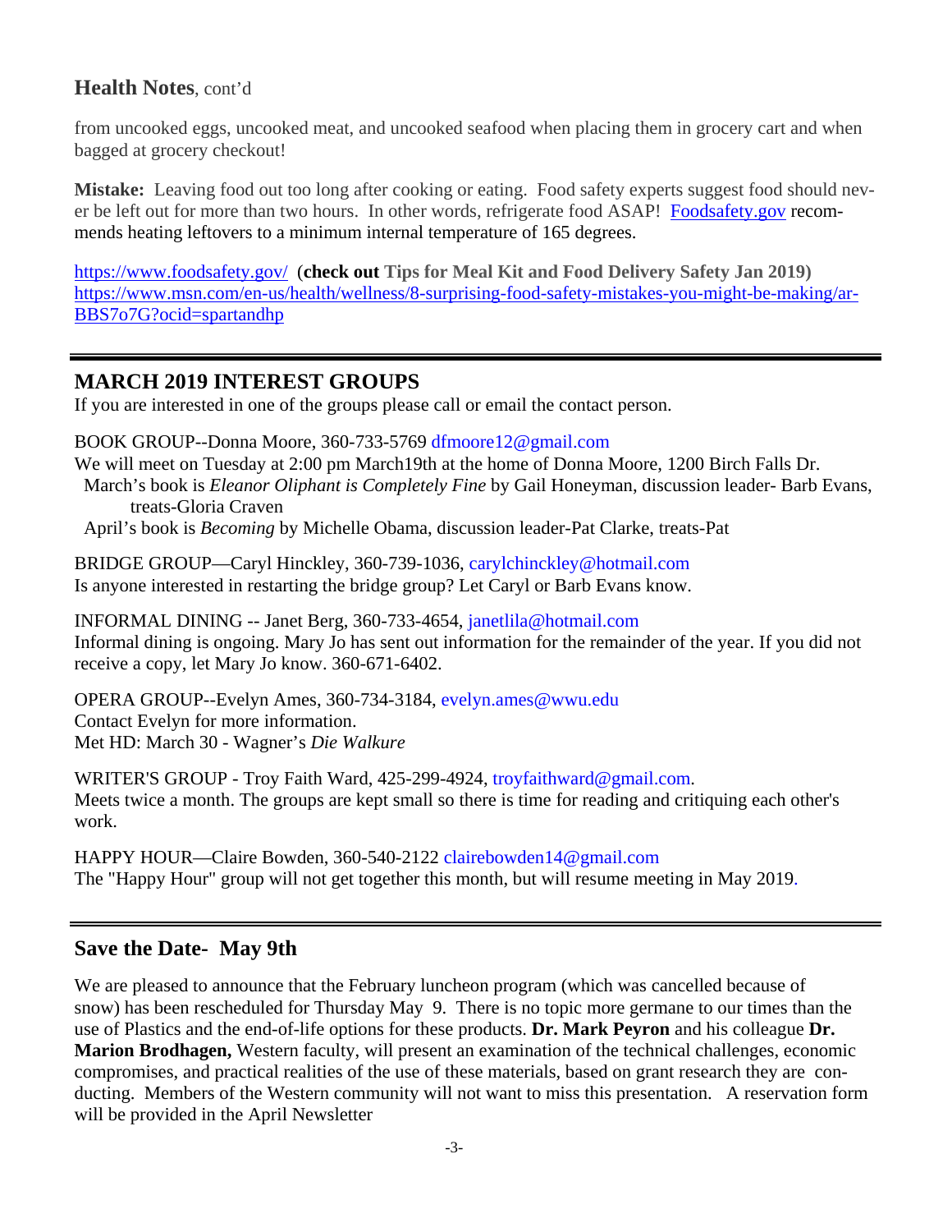## **Health Notes**, cont'd

from uncooked eggs, uncooked meat, and uncooked seafood when placing them in grocery cart and when bagged at grocery checkout!

**Mistake:** Leaving food out too long after cooking or eating. Food safety experts suggest food should never be left out for more than two hours. In other words, refrigerate food ASAP! [Foodsafety.gov](https://www.foodsafety.gov/) recommends heating leftovers to a minimum internal temperature of 165 degrees.

https://www.foodsafety.gov/ (**check out Tips for Meal Kit and Food Delivery Safety Jan 2019)**
https://www.msn.com/en-us/health/wellness/8-surprising-food-safety-mistakes-you-might-be-making/ar-BBS7o7G?ocid=spartandhp

---

## MARCH 2019 INTEREST GROUPS

If you are interested in one of the groups please call or email the contact person.

BOOK GROUP--Donna Moore, 360-733-5769 dfmoore12@gmail.com
We will meet on Tuesday at 2:00 pm March19th at the home of Donna Moore, 1200 Birch Falls Dr.
March's book is *Eleanor Oliphant is Completely Fine* by Gail Honeyman, discussion leader- Barb Evans, treats-Gloria Craven
April's book is *Becoming* by Michelle Obama, discussion leader-Pat Clarke, treats-Pat

BRIDGE GROUP—Caryl Hinckley, 360-739-1036, carylchinckley@hotmail.com
Is anyone interested in restarting the bridge group? Let Caryl or Barb Evans know.

INFORMAL DINING -- Janet Berg, 360-733-4654, janetlila@hotmail.com
Informal dining is ongoing. Mary Jo has sent out information for the remainder of the year. If you did not receive a copy, let Mary Jo know. 360-671-6402.

OPERA GROUP--Evelyn Ames, 360-734-3184, evelyn.ames@wwu.edu
Contact Evelyn for more information.
Met HD: March 30 - Wagner's *Die Walkure*

WRITER'S GROUP - Troy Faith Ward, 425-299-4924, troyfaithward@gmail.com.
Meets twice a month. The groups are kept small so there is time for reading and critiquing each other's work.

HAPPY HOUR—Claire Bowden, 360-540-2122 clairebowden14@gmail.com
The "Happy Hour" group will not get together this month, but will resume meeting in May 2019.

---

## Save the Date- May 9th

We are pleased to announce that the February luncheon program (which was cancelled because of snow) has been rescheduled for Thursday May 9. There is no topic more germane to our times than the use of Plastics and the end-of-life options for these products. **Dr. Mark Peyron** and his colleague **Dr. Marion Brodhagen,** Western faculty, will present an examination of the technical challenges, economic compromises, and practical realities of the use of these materials, based on grant research they are conducting. Members of the Western community will not want to miss this presentation. A reservation form will be provided in the April Newsletter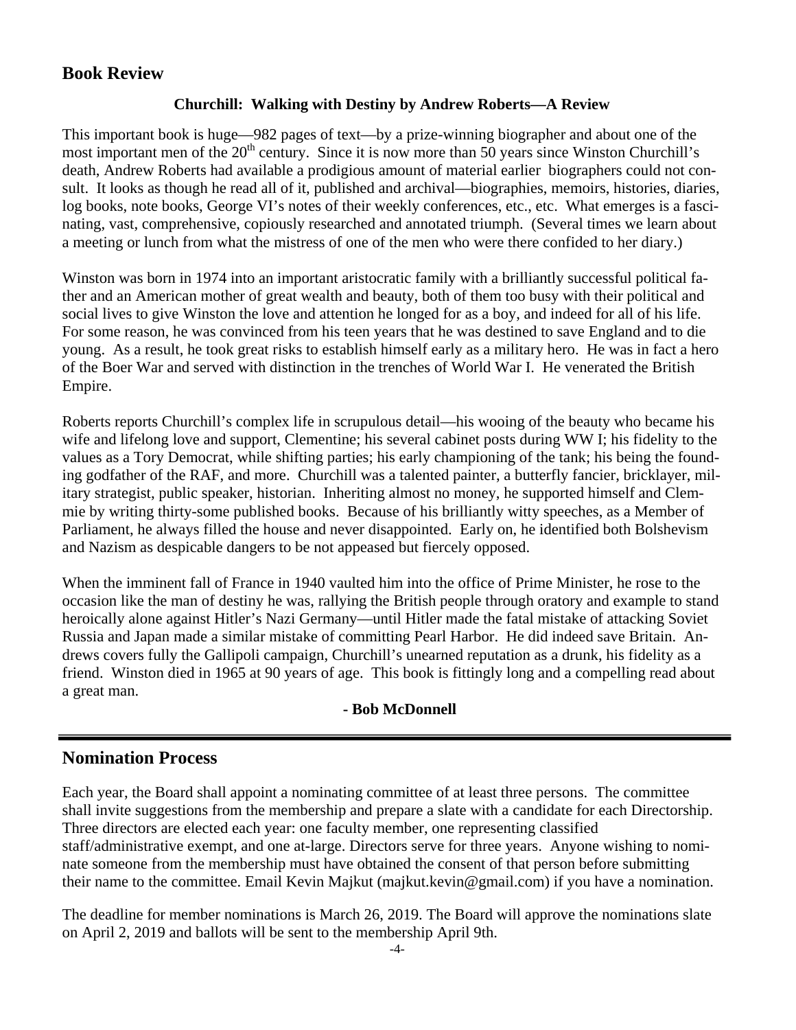## Book Review

**Churchill: Walking with Destiny by Andrew Roberts—A Review**

This important book is huge—982 pages of text—by a prize-winning biographer and about one of the most important men of the 20th century. Since it is now more than 50 years since Winston Churchill's death, Andrew Roberts had available a prodigious amount of material earlier biographers could not consult. It looks as though he read all of it, published and archival—biographies, memoirs, histories, diaries, log books, note books, George VI's notes of their weekly conferences, etc., etc. What emerges is a fascinating, vast, comprehensive, copiously researched and annotated triumph. (Several times we learn about a meeting or lunch from what the mistress of one of the men who were there confided to her diary.)

Winston was born in 1974 into an important aristocratic family with a brilliantly successful political father and an American mother of great wealth and beauty, both of them too busy with their political and social lives to give Winston the love and attention he longed for as a boy, and indeed for all of his life. For some reason, he was convinced from his teen years that he was destined to save England and to die young. As a result, he took great risks to establish himself early as a military hero. He was in fact a hero of the Boer War and served with distinction in the trenches of World War I. He venerated the British Empire.

Roberts reports Churchill's complex life in scrupulous detail—his wooing of the beauty who became his wife and lifelong love and support, Clementine; his several cabinet posts during WW I; his fidelity to the values as a Tory Democrat, while shifting parties; his early championing of the tank; his being the founding godfather of the RAF, and more. Churchill was a talented painter, a butterfly fancier, bricklayer, military strategist, public speaker, historian. Inheriting almost no money, he supported himself and Clemmie by writing thirty-some published books. Because of his brilliantly witty speeches, as a Member of Parliament, he always filled the house and never disappointed. Early on, he identified both Bolshevism and Nazism as despicable dangers to be not appeased but fiercely opposed.

When the imminent fall of France in 1940 vaulted him into the office of Prime Minister, he rose to the occasion like the man of destiny he was, rallying the British people through oratory and example to stand heroically alone against Hitler's Nazi Germany—until Hitler made the fatal mistake of attacking Soviet Russia and Japan made a similar mistake of committing Pearl Harbor. He did indeed save Britain. Andrews covers fully the Gallipoli campaign, Churchill's unearned reputation as a drunk, his fidelity as a friend. Winston died in 1965 at 90 years of age. This book is fittingly long and a compelling read about a great man.

**- Bob McDonnell**

---

## Nomination Process

Each year, the Board shall appoint a nominating committee of at least three persons. The committee shall invite suggestions from the membership and prepare a slate with a candidate for each Directorship. Three directors are elected each year: one faculty member, one representing classified staff/administrative exempt, and one at-large. Directors serve for three years. Anyone wishing to nominate someone from the membership must have obtained the consent of that person before submitting their name to the committee. Email Kevin Majkut (majkut.kevin@gmail.com) if you have a nomination.

The deadline for member nominations is March 26, 2019. The Board will approve the nominations slate on April 2, 2019 and ballots will be sent to the membership April 9th.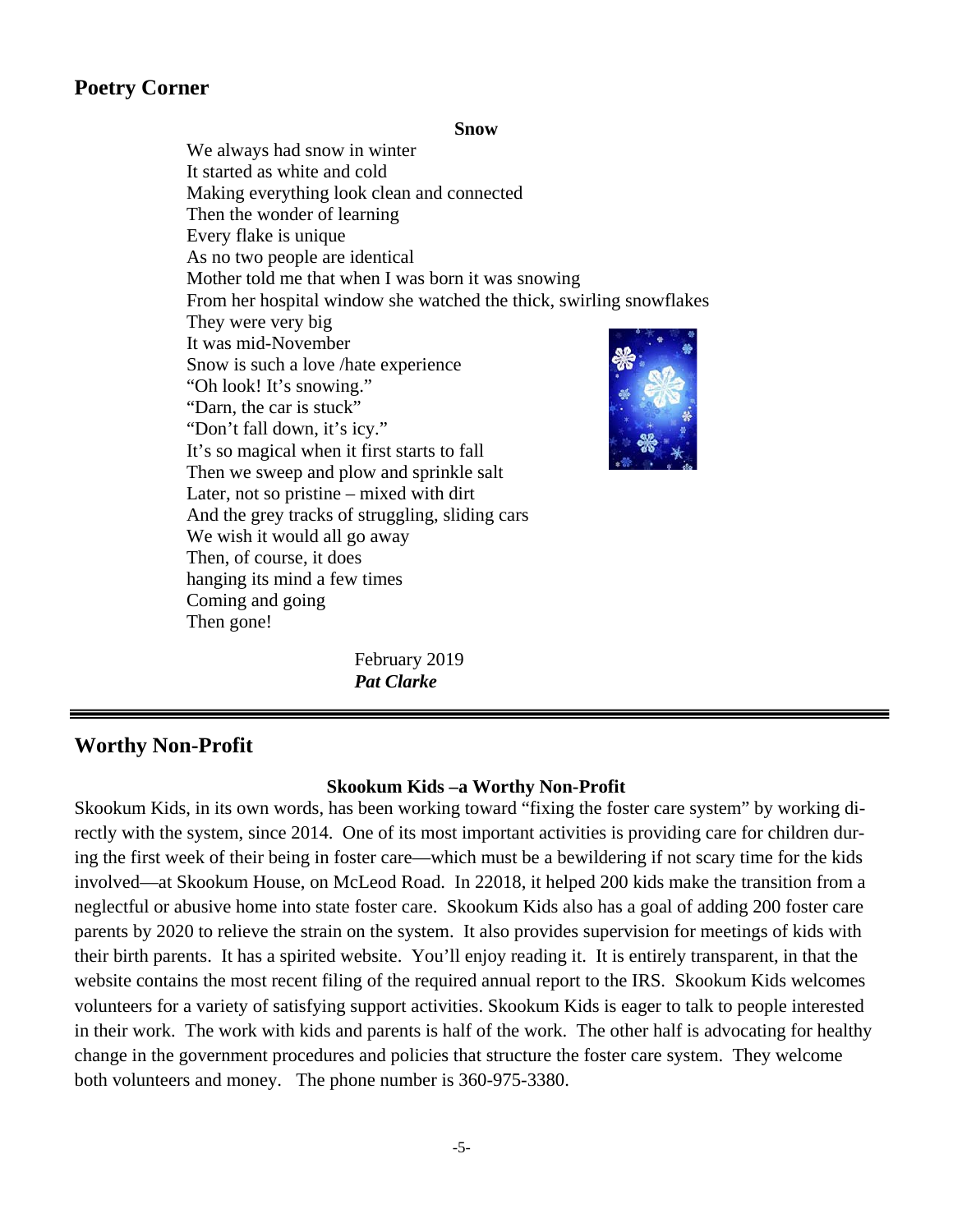## Poetry Corner

**Snow**

We always had snow in winter
It started as white and cold
Making everything look clean and connected
Then the wonder of learning
Every flake is unique
As no two people are identical
Mother told me that when I was born it was snowing
From her hospital window she watched the thick, swirling snowflakes
They were very big
It was mid-November
Snow is such a love /hate experience
"Oh look! It's snowing."
"Darn, the car is stuck"
"Don't fall down, it's icy."
It's so magical when it first starts to fall
Then we sweep and plow and sprinkle salt
Later, not so pristine – mixed with dirt
And the grey tracks of struggling, sliding cars
We wish it would all go away
Then, of course, it does
hanging its mind a few times
Coming and going
Then gone!

February 2019
***Pat Clarke***

---

## Worthy Non-Profit

**Skookum Kids –a Worthy Non-Profit**

Skookum Kids, in its own words, has been working toward "fixing the foster care system" by working directly with the system, since 2014. One of its most important activities is providing care for children during the first week of their being in foster care—which must be a bewildering if not scary time for the kids involved—at Skookum House, on McLeod Road. In 22018, it helped 200 kids make the transition from a neglectful or abusive home into state foster care. Skookum Kids also has a goal of adding 200 foster care parents by 2020 to relieve the strain on the system. It also provides supervision for meetings of kids with their birth parents. It has a spirited website. You'll enjoy reading it. It is entirely transparent, in that the website contains the most recent filing of the required annual report to the IRS. Skookum Kids welcomes volunteers for a variety of satisfying support activities. Skookum Kids is eager to talk to people interested in their work. The work with kids and parents is half of the work. The other half is advocating for healthy change in the government procedures and policies that structure the foster care system. They welcome both volunteers and money. The phone number is 360-975-3380.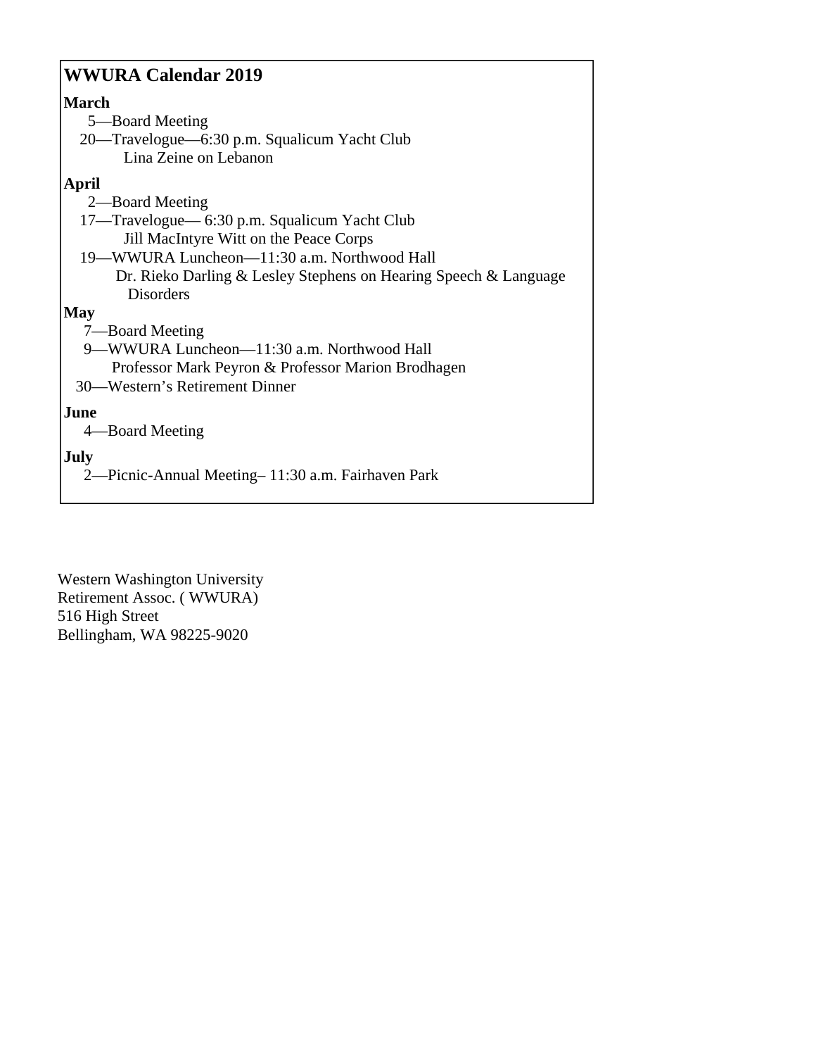## WWURA Calendar 2019

**March**

5—Board Meeting

20—Travelogue—6:30 p.m. Squalicum Yacht Club
Lina Zeine on Lebanon

**April**

2—Board Meeting

17—Travelogue— 6:30 p.m. Squalicum Yacht Club
Jill MacIntyre Witt on the Peace Corps

19—WWURA Luncheon—11:30 a.m. Northwood Hall
Dr. Rieko Darling & Lesley Stephens on Hearing Speech & Language Disorders

**May**

7—Board Meeting

9—WWURA Luncheon—11:30 a.m. Northwood Hall
Professor Mark Peyron & Professor Marion Brodhagen

30—Western's Retirement Dinner

**June**

4—Board Meeting

**July**

2—Picnic-Annual Meeting– 11:30 a.m. Fairhaven Park

Western Washington University
Retirement Assoc. ( WWURA)
516 High Street
Bellingham, WA 98225-9020